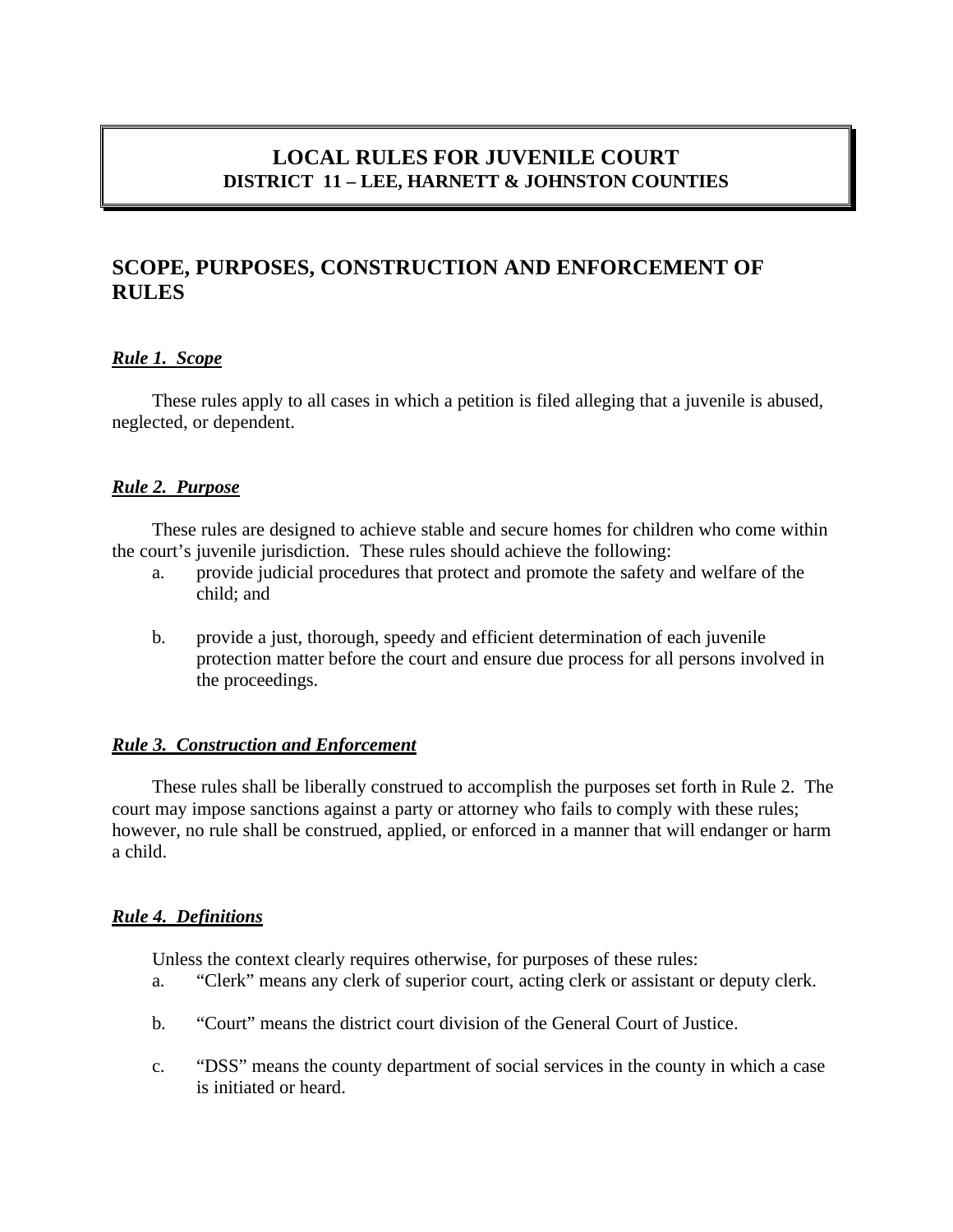# LOCAL RULES FOR JUVENILE COURT
## DISTRICT 11 – LEE, HARNETT & JOHNSTON COUNTIES

## SCOPE, PURPOSES, CONSTRUCTION AND ENFORCEMENT OF RULES

### ***Rule 1. Scope***

These rules apply to all cases in which a petition is filed alleging that a juvenile is abused, neglected, or dependent.

### ***Rule 2. Purpose***

These rules are designed to achieve stable and secure homes for children who come within the court's juvenile jurisdiction. These rules should achieve the following:

a. provide judicial procedures that protect and promote the safety and welfare of the child; and

b. provide a just, thorough, speedy and efficient determination of each juvenile protection matter before the court and ensure due process for all persons involved in the proceedings.

### ***Rule 3. Construction and Enforcement***

These rules shall be liberally construed to accomplish the purposes set forth in Rule 2. The court may impose sanctions against a party or attorney who fails to comply with these rules; however, no rule shall be construed, applied, or enforced in a manner that will endanger or harm a child.

### ***Rule 4. Definitions***

Unless the context clearly requires otherwise, for purposes of these rules:

a. "Clerk" means any clerk of superior court, acting clerk or assistant or deputy clerk.

b. "Court" means the district court division of the General Court of Justice.

c. "DSS" means the county department of social services in the county in which a case is initiated or heard.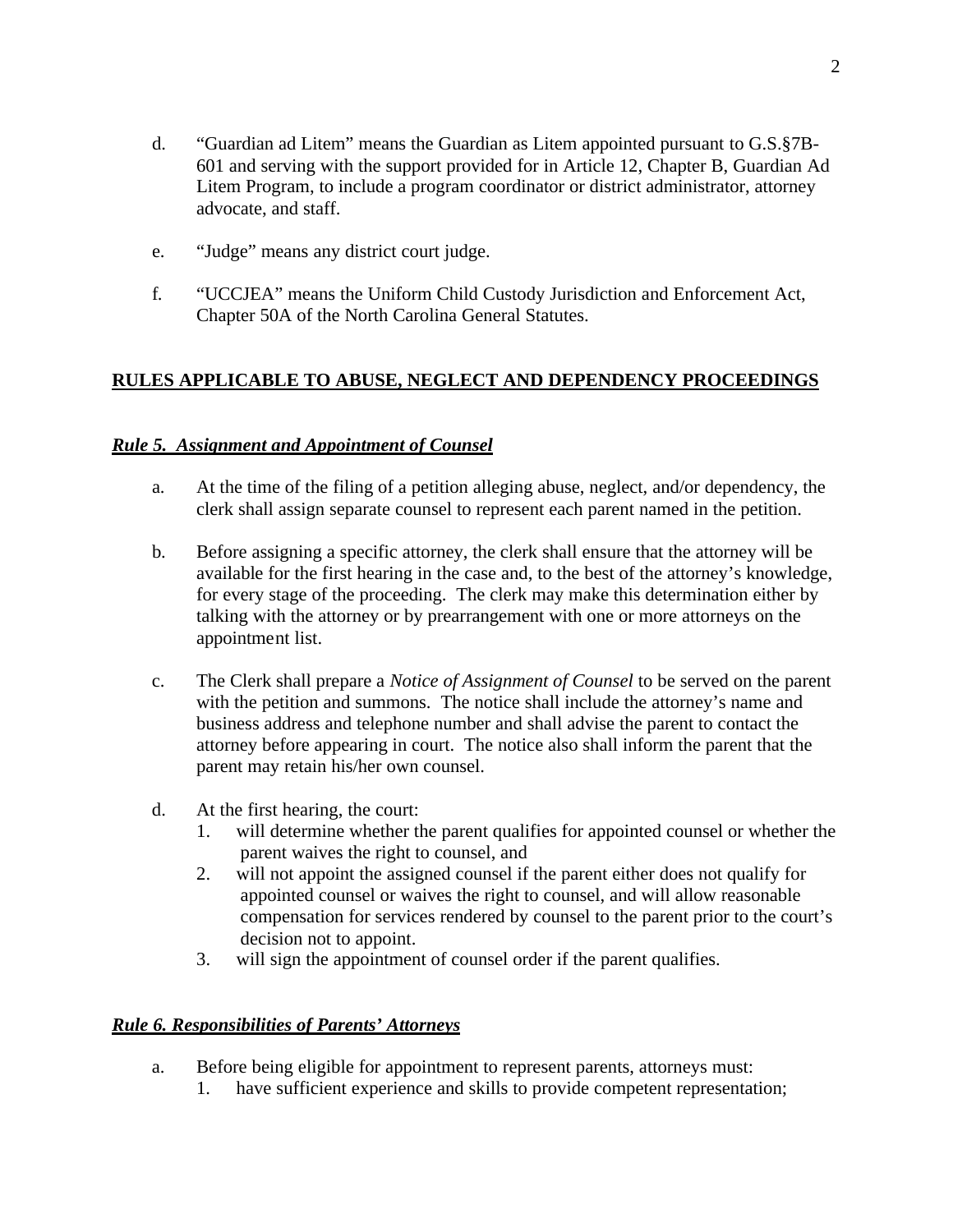d. "Guardian ad Litem" means the Guardian as Litem appointed pursuant to G.S.§7B-601 and serving with the support provided for in Article 12, Chapter B, Guardian Ad Litem Program, to include a program coordinator or district administrator, attorney advocate, and staff.

e. "Judge" means any district court judge.

f. "UCCJEA" means the Uniform Child Custody Jurisdiction and Enforcement Act, Chapter 50A of the North Carolina General Statutes.

## RULES APPLICABLE TO ABUSE, NEGLECT AND DEPENDENCY PROCEEDINGS

### *Rule 5. Assignment and Appointment of Counsel*

a. At the time of the filing of a petition alleging abuse, neglect, and/or dependency, the clerk shall assign separate counsel to represent each parent named in the petition.

b. Before assigning a specific attorney, the clerk shall ensure that the attorney will be available for the first hearing in the case and, to the best of the attorney's knowledge, for every stage of the proceeding. The clerk may make this determination either by talking with the attorney or by prearrangement with one or more attorneys on the appointment list.

c. The Clerk shall prepare a *Notice of Assignment of Counsel* to be served on the parent with the petition and summons. The notice shall include the attorney's name and business address and telephone number and shall advise the parent to contact the attorney before appearing in court. The notice also shall inform the parent that the parent may retain his/her own counsel.

d. At the first hearing, the court:
   1. will determine whether the parent qualifies for appointed counsel or whether the parent waives the right to counsel, and
   2. will not appoint the assigned counsel if the parent either does not qualify for appointed counsel or waives the right to counsel, and will allow reasonable compensation for services rendered by counsel to the parent prior to the court's decision not to appoint.
   3. will sign the appointment of counsel order if the parent qualifies.

### *Rule 6. Responsibilities of Parents' Attorneys*

a. Before being eligible for appointment to represent parents, attorneys must:
   1. have sufficient experience and skills to provide competent representation;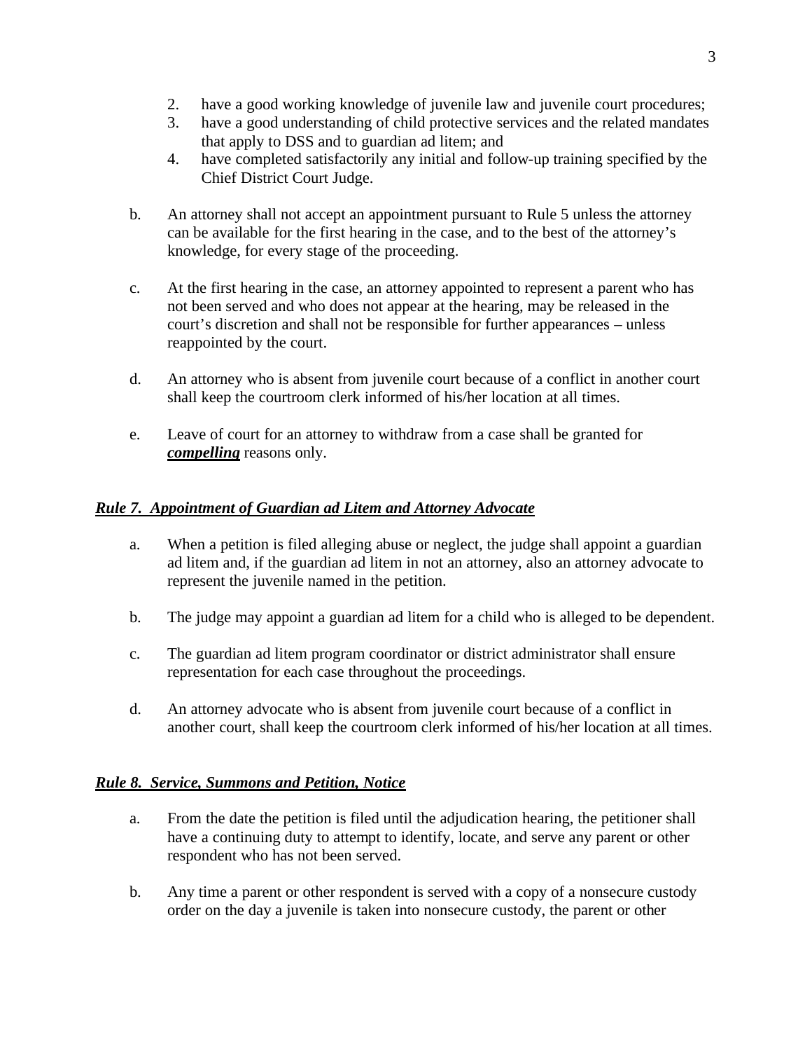2. have a good working knowledge of juvenile law and juvenile court procedures;
3. have a good understanding of child protective services and the related mandates that apply to DSS and to guardian ad litem; and
4. have completed satisfactorily any initial and follow-up training specified by the Chief District Court Judge.

b. An attorney shall not accept an appointment pursuant to Rule 5 unless the attorney can be available for the first hearing in the case, and to the best of the attorney's knowledge, for every stage of the proceeding.

c. At the first hearing in the case, an attorney appointed to represent a parent who has not been served and who does not appear at the hearing, may be released in the court's discretion and shall not be responsible for further appearances – unless reappointed by the court.

d. An attorney who is absent from juvenile court because of a conflict in another court shall keep the courtroom clerk informed of his/her location at all times.

e. Leave of court for an attorney to withdraw from a case shall be granted for ***compelling*** reasons only.

***Rule 7. Appointment of Guardian ad Litem and Attorney Advocate***

a. When a petition is filed alleging abuse or neglect, the judge shall appoint a guardian ad litem and, if the guardian ad litem in not an attorney, also an attorney advocate to represent the juvenile named in the petition.

b. The judge may appoint a guardian ad litem for a child who is alleged to be dependent.

c. The guardian ad litem program coordinator or district administrator shall ensure representation for each case throughout the proceedings.

d. An attorney advocate who is absent from juvenile court because of a conflict in another court, shall keep the courtroom clerk informed of his/her location at all times.

***Rule 8. Service, Summons and Petition, Notice***

a. From the date the petition is filed until the adjudication hearing, the petitioner shall have a continuing duty to attempt to identify, locate, and serve any parent or other respondent who has not been served.

b. Any time a parent or other respondent is served with a copy of a nonsecure custody order on the day a juvenile is taken into nonsecure custody, the parent or other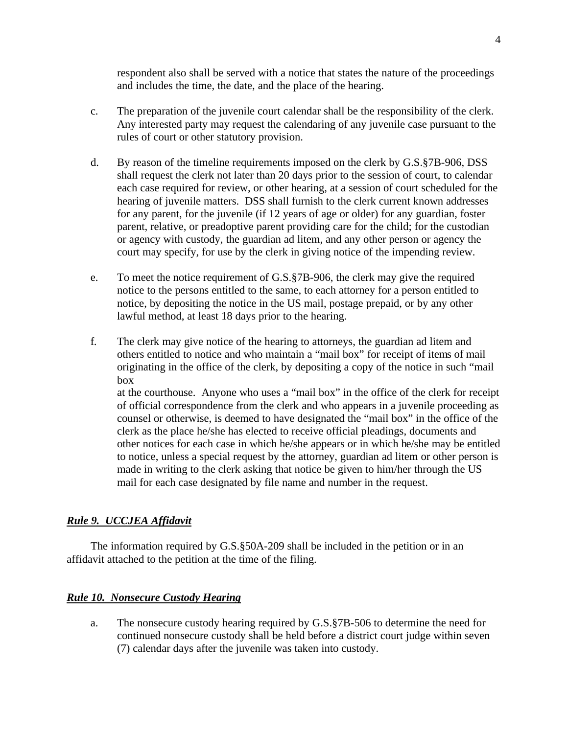respondent also shall be served with a notice that states the nature of the proceedings and includes the time, the date, and the place of the hearing.

c. The preparation of the juvenile court calendar shall be the responsibility of the clerk. Any interested party may request the calendaring of any juvenile case pursuant to the rules of court or other statutory provision.

d. By reason of the timeline requirements imposed on the clerk by G.S.§7B-906, DSS shall request the clerk not later than 20 days prior to the session of court, to calendar each case required for review, or other hearing, at a session of court scheduled for the hearing of juvenile matters. DSS shall furnish to the clerk current known addresses for any parent, for the juvenile (if 12 years of age or older) for any guardian, foster parent, relative, or preadoptive parent providing care for the child; for the custodian or agency with custody, the guardian ad litem, and any other person or agency the court may specify, for use by the clerk in giving notice of the impending review.

e. To meet the notice requirement of G.S.§7B-906, the clerk may give the required notice to the persons entitled to the same, to each attorney for a person entitled to notice, by depositing the notice in the US mail, postage prepaid, or by any other lawful method, at least 18 days prior to the hearing.

f. The clerk may give notice of the hearing to attorneys, the guardian ad litem and others entitled to notice and who maintain a "mail box" for receipt of items of mail originating in the office of the clerk, by depositing a copy of the notice in such "mail box
at the courthouse. Anyone who uses a "mail box" in the office of the clerk for receipt of official correspondence from the clerk and who appears in a juvenile proceeding as counsel or otherwise, is deemed to have designated the "mail box" in the office of the clerk as the place he/she has elected to receive official pleadings, documents and other notices for each case in which he/she appears or in which he/she may be entitled to notice, unless a special request by the attorney, guardian ad litem or other person is made in writing to the clerk asking that notice be given to him/her through the US mail for each case designated by file name and number in the request.

### ***Rule 9. UCCJEA Affidavit***

The information required by G.S.§50A-209 shall be included in the petition or in an affidavit attached to the petition at the time of the filing.

### ***Rule 10. Nonsecure Custody Hearing***

a. The nonsecure custody hearing required by G.S.§7B-506 to determine the need for continued nonsecure custody shall be held before a district court judge within seven (7) calendar days after the juvenile was taken into custody.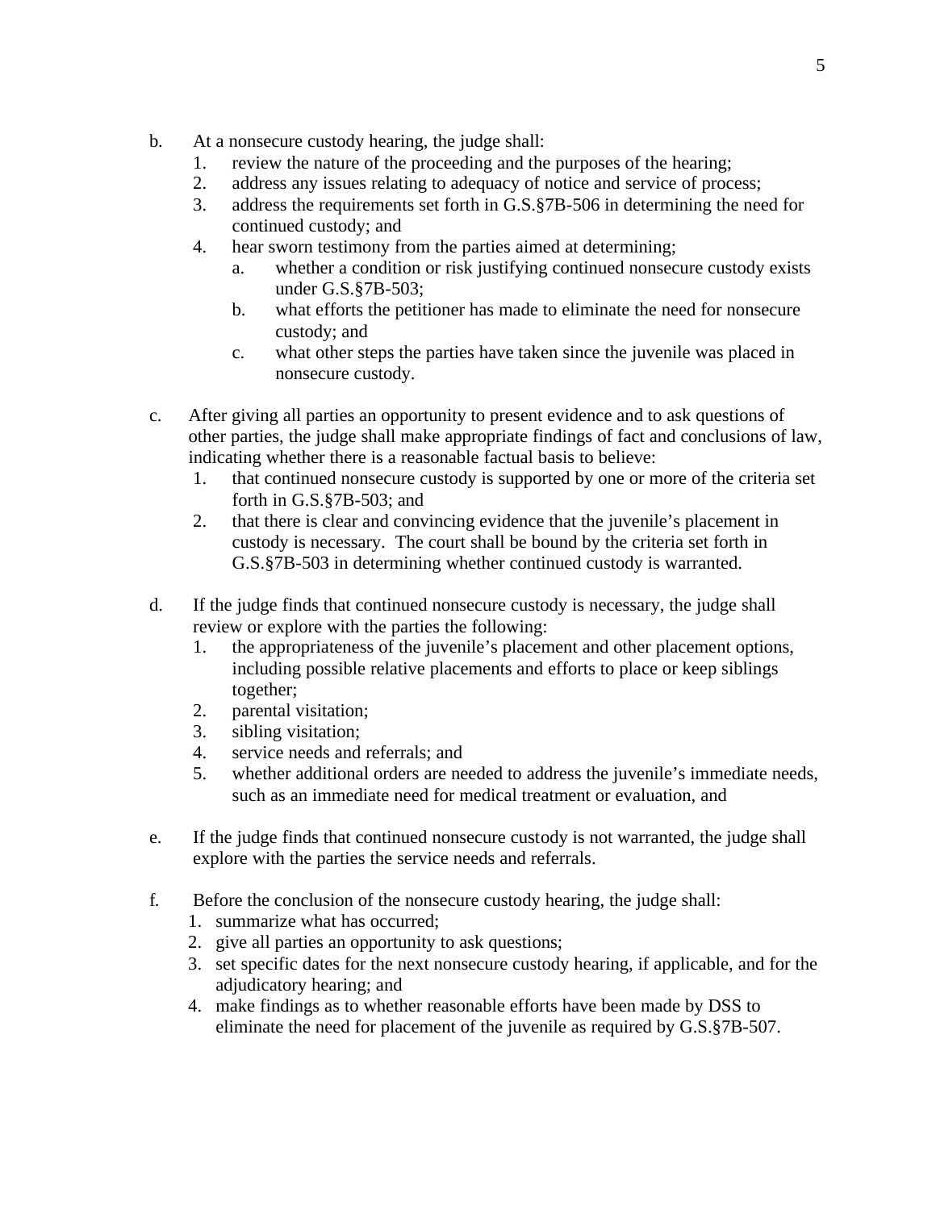b. At a nonsecure custody hearing, the judge shall:
   1. review the nature of the proceeding and the purposes of the hearing;
   2. address any issues relating to adequacy of notice and service of process;
   3. address the requirements set forth in G.S.§7B-506 in determining the need for continued custody; and
   4. hear sworn testimony from the parties aimed at determining;
      a. whether a condition or risk justifying continued nonsecure custody exists under G.S.§7B-503;
      b. what efforts the petitioner has made to eliminate the need for nonsecure custody; and
      c. what other steps the parties have taken since the juvenile was placed in nonsecure custody.

c. After giving all parties an opportunity to present evidence and to ask questions of other parties, the judge shall make appropriate findings of fact and conclusions of law, indicating whether there is a reasonable factual basis to believe:
   1. that continued nonsecure custody is supported by one or more of the criteria set forth in G.S.§7B-503; and
   2. that there is clear and convincing evidence that the juvenile's placement in custody is necessary. The court shall be bound by the criteria set forth in G.S.§7B-503 in determining whether continued custody is warranted.

d. If the judge finds that continued nonsecure custody is necessary, the judge shall review or explore with the parties the following:
   1. the appropriateness of the juvenile's placement and other placement options, including possible relative placements and efforts to place or keep siblings together;
   2. parental visitation;
   3. sibling visitation;
   4. service needs and referrals; and
   5. whether additional orders are needed to address the juvenile's immediate needs, such as an immediate need for medical treatment or evaluation, and

e. If the judge finds that continued nonsecure custody is not warranted, the judge shall explore with the parties the service needs and referrals.

f. Before the conclusion of the nonsecure custody hearing, the judge shall:
   1. summarize what has occurred;
   2. give all parties an opportunity to ask questions;
   3. set specific dates for the next nonsecure custody hearing, if applicable, and for the adjudicatory hearing; and
   4. make findings as to whether reasonable efforts have been made by DSS to eliminate the need for placement of the juvenile as required by G.S.§7B-507.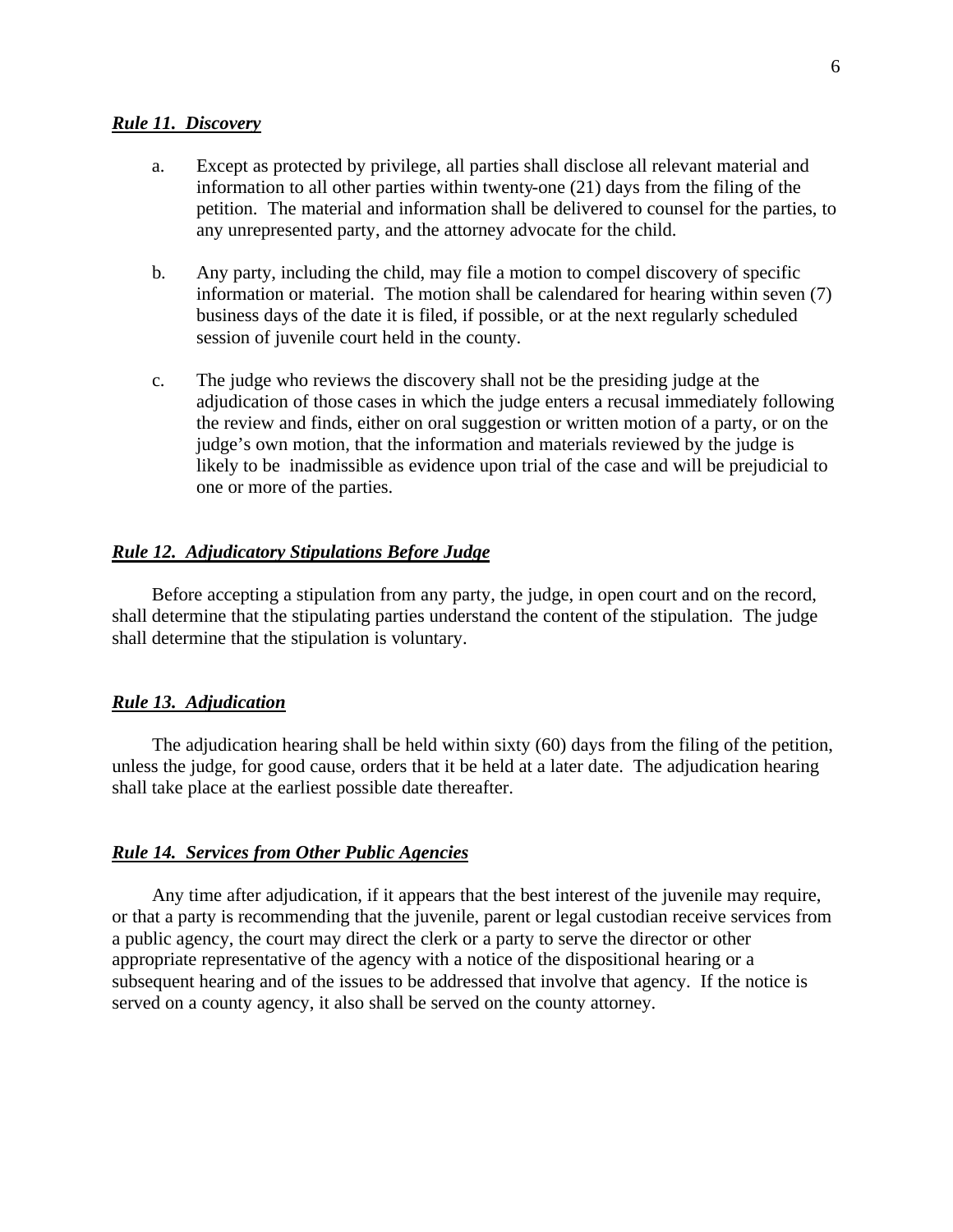***Rule 11. Discovery***

a. Except as protected by privilege, all parties shall disclose all relevant material and information to all other parties within twenty-one (21) days from the filing of the petition. The material and information shall be delivered to counsel for the parties, to any unrepresented party, and the attorney advocate for the child.

b. Any party, including the child, may file a motion to compel discovery of specific information or material. The motion shall be calendared for hearing within seven (7) business days of the date it is filed, if possible, or at the next regularly scheduled session of juvenile court held in the county.

c. The judge who reviews the discovery shall not be the presiding judge at the adjudication of those cases in which the judge enters a recusal immediately following the review and finds, either on oral suggestion or written motion of a party, or on the judge's own motion, that the information and materials reviewed by the judge is likely to be inadmissible as evidence upon trial of the case and will be prejudicial to one or more of the parties.

***Rule 12. Adjudicatory Stipulations Before Judge***

Before accepting a stipulation from any party, the judge, in open court and on the record, shall determine that the stipulating parties understand the content of the stipulation. The judge shall determine that the stipulation is voluntary.

***Rule 13. Adjudication***

The adjudication hearing shall be held within sixty (60) days from the filing of the petition, unless the judge, for good cause, orders that it be held at a later date. The adjudication hearing shall take place at the earliest possible date thereafter.

***Rule 14. Services from Other Public Agencies***

Any time after adjudication, if it appears that the best interest of the juvenile may require, or that a party is recommending that the juvenile, parent or legal custodian receive services from a public agency, the court may direct the clerk or a party to serve the director or other appropriate representative of the agency with a notice of the dispositional hearing or a subsequent hearing and of the issues to be addressed that involve that agency. If the notice is served on a county agency, it also shall be served on the county attorney.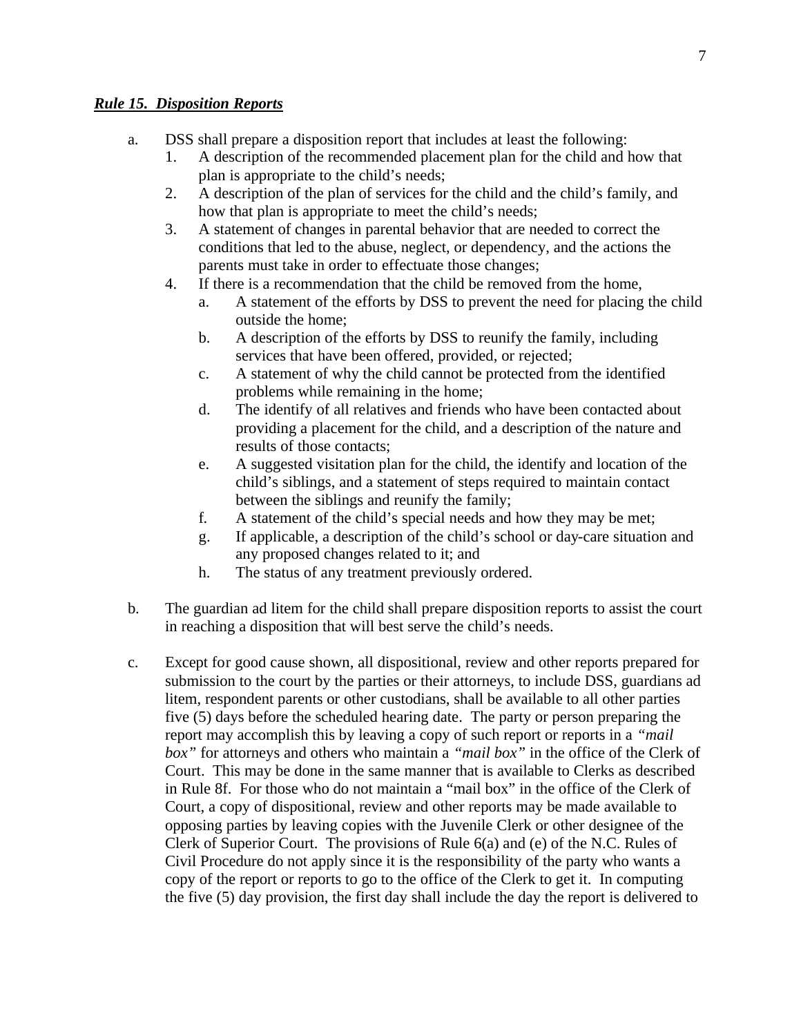***Rule 15. Disposition Reports***

a. DSS shall prepare a disposition report that includes at least the following:
   1. A description of the recommended placement plan for the child and how that plan is appropriate to the child's needs;
   2. A description of the plan of services for the child and the child's family, and how that plan is appropriate to meet the child's needs;
   3. A statement of changes in parental behavior that are needed to correct the conditions that led to the abuse, neglect, or dependency, and the actions the parents must take in order to effectuate those changes;
   4. If there is a recommendation that the child be removed from the home,
      a. A statement of the efforts by DSS to prevent the need for placing the child outside the home;
      b. A description of the efforts by DSS to reunify the family, including services that have been offered, provided, or rejected;
      c. A statement of why the child cannot be protected from the identified problems while remaining in the home;
      d. The identify of all relatives and friends who have been contacted about providing a placement for the child, and a description of the nature and results of those contacts;
      e. A suggested visitation plan for the child, the identify and location of the child's siblings, and a statement of steps required to maintain contact between the siblings and reunify the family;
      f. A statement of the child's special needs and how they may be met;
      g. If applicable, a description of the child's school or day-care situation and any proposed changes related to it; and
      h. The status of any treatment previously ordered.

b. The guardian ad litem for the child shall prepare disposition reports to assist the court in reaching a disposition that will best serve the child's needs.

c. Except for good cause shown, all dispositional, review and other reports prepared for submission to the court by the parties or their attorneys, to include DSS, guardians ad litem, respondent parents or other custodians, shall be available to all other parties five (5) days before the scheduled hearing date. The party or person preparing the report may accomplish this by leaving a copy of such report or reports in a *"mail box"* for attorneys and others who maintain a *"mail box"* in the office of the Clerk of Court. This may be done in the same manner that is available to Clerks as described in Rule 8f. For those who do not maintain a "mail box" in the office of the Clerk of Court, a copy of dispositional, review and other reports may be made available to opposing parties by leaving copies with the Juvenile Clerk or other designee of the Clerk of Superior Court. The provisions of Rule 6(a) and (e) of the N.C. Rules of Civil Procedure do not apply since it is the responsibility of the party who wants a copy of the report or reports to go to the office of the Clerk to get it. In computing the five (5) day provision, the first day shall include the day the report is delivered to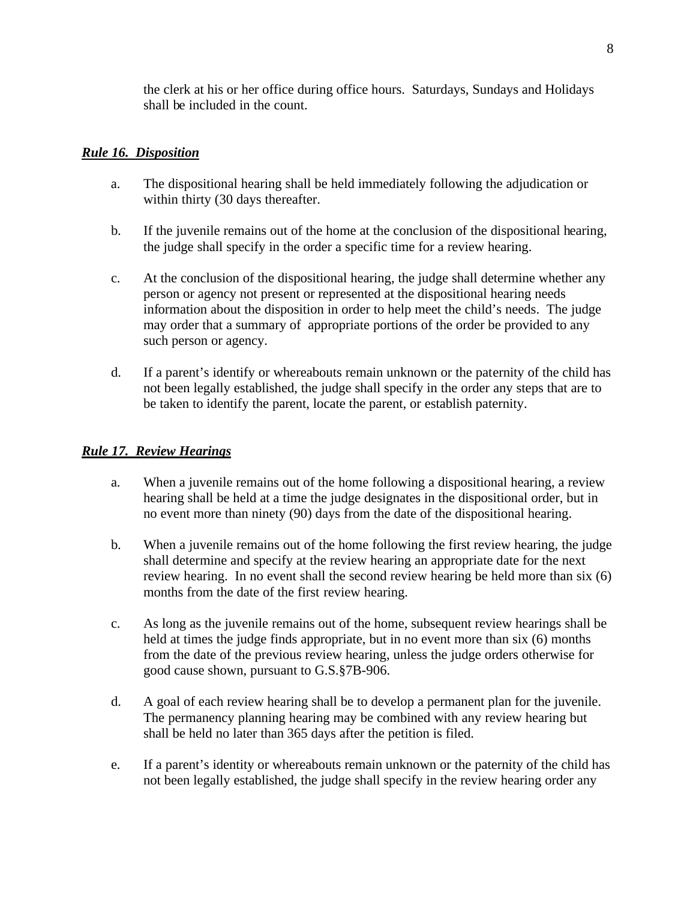the clerk at his or her office during office hours. Saturdays, Sundays and Holidays shall be included in the count.

***Rule 16. Disposition***

a. The dispositional hearing shall be held immediately following the adjudication or within thirty (30 days thereafter.

b. If the juvenile remains out of the home at the conclusion of the dispositional hearing, the judge shall specify in the order a specific time for a review hearing.

c. At the conclusion of the dispositional hearing, the judge shall determine whether any person or agency not present or represented at the dispositional hearing needs information about the disposition in order to help meet the child's needs. The judge may order that a summary of appropriate portions of the order be provided to any such person or agency.

d. If a parent's identify or whereabouts remain unknown or the paternity of the child has not been legally established, the judge shall specify in the order any steps that are to be taken to identify the parent, locate the parent, or establish paternity.

***Rule 17. Review Hearings***

a. When a juvenile remains out of the home following a dispositional hearing, a review hearing shall be held at a time the judge designates in the dispositional order, but in no event more than ninety (90) days from the date of the dispositional hearing.

b. When a juvenile remains out of the home following the first review hearing, the judge shall determine and specify at the review hearing an appropriate date for the next review hearing. In no event shall the second review hearing be held more than six (6) months from the date of the first review hearing.

c. As long as the juvenile remains out of the home, subsequent review hearings shall be held at times the judge finds appropriate, but in no event more than six (6) months from the date of the previous review hearing, unless the judge orders otherwise for good cause shown, pursuant to G.S.§7B-906.

d. A goal of each review hearing shall be to develop a permanent plan for the juvenile. The permanency planning hearing may be combined with any review hearing but shall be held no later than 365 days after the petition is filed.

e. If a parent's identity or whereabouts remain unknown or the paternity of the child has not been legally established, the judge shall specify in the review hearing order any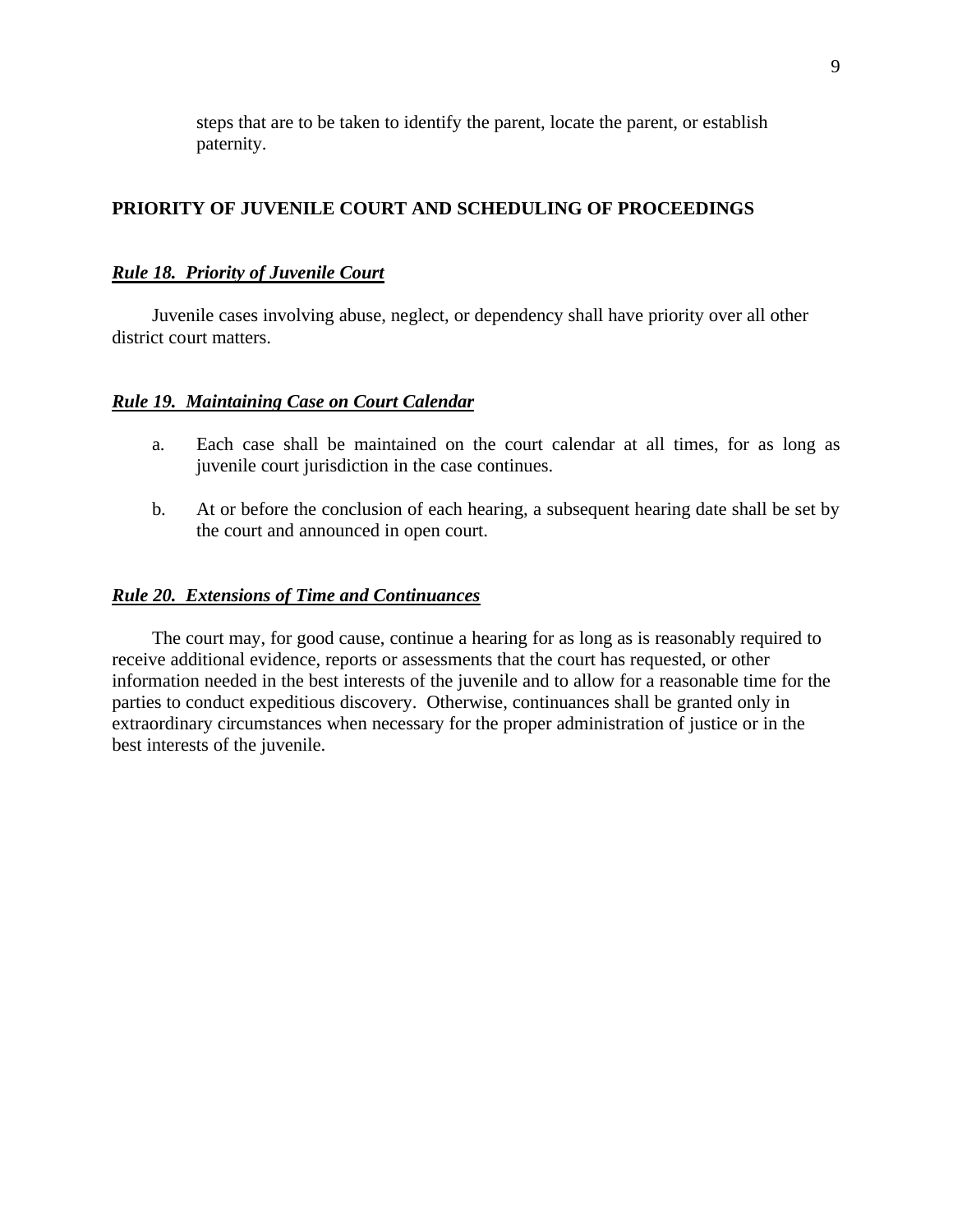steps that are to be taken to identify the parent, locate the parent, or establish paternity.

## PRIORITY OF JUVENILE COURT AND SCHEDULING OF PROCEEDINGS

### ***Rule 18. Priority of Juvenile Court***

Juvenile cases involving abuse, neglect, or dependency shall have priority over all other district court matters.

### ***Rule 19. Maintaining Case on Court Calendar***

a. Each case shall be maintained on the court calendar at all times, for as long as juvenile court jurisdiction in the case continues.

b. At or before the conclusion of each hearing, a subsequent hearing date shall be set by the court and announced in open court.

### ***Rule 20. Extensions of Time and Continuances***

The court may, for good cause, continue a hearing for as long as is reasonably required to receive additional evidence, reports or assessments that the court has requested, or other information needed in the best interests of the juvenile and to allow for a reasonable time for the parties to conduct expeditious discovery. Otherwise, continuances shall be granted only in extraordinary circumstances when necessary for the proper administration of justice or in the best interests of the juvenile.